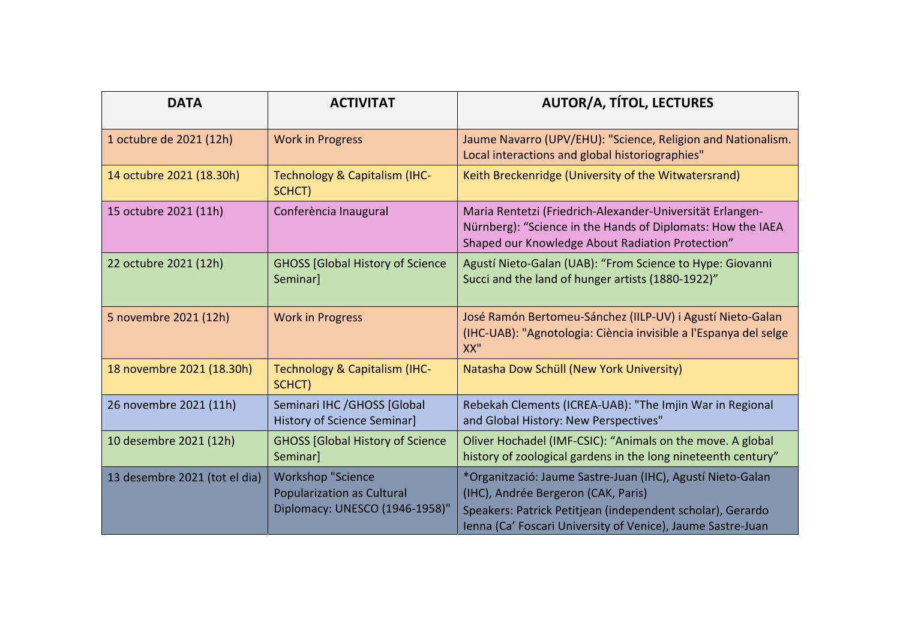| DATA | ACTIVITAT | AUTOR/A, TÍTOL, LECTURES |
|---|---|---|
| 1 octubre de 2021 (12h) | Work in Progress | Jaume Navarro (UPV/EHU): "Science, Religion and Nationalism. Local interactions and global historiographies" |
| 14 octubre 2021 (18.30h) | Technology & Capitalism (IHC-SCHCT) | Keith Breckenridge (University of the Witwatersrand) |
| 15 octubre 2021 (11h) | Conferència Inaugural | Maria Rentetzi (Friedrich-Alexander-Universität Erlangen-Nürnberg): "Science in the Hands of Diplomats: How the IAEA Shaped our Knowledge About Radiation Protection" |
| 22 octubre 2021 (12h) | GHOSS [Global History of Science Seminar] | Agustí Nieto-Galan (UAB): "From Science to Hype: Giovanni Succi and the land of hunger artists (1880-1922)" |
| 5 novembre 2021 (12h) | Work in Progress | José Ramón Bertomeu-Sánchez (IILP-UV) i Agustí Nieto-Galan (IHC-UAB): "Agnotologia: Ciència invisible a l'Espanya del selge XX" |
| 18 novembre 2021 (18.30h) | Technology & Capitalism (IHC-SCHCT) | Natasha Dow Schüll (New York University) |
| 26 novembre 2021 (11h) | Seminari IHC /GHOSS [Global History of Science Seminar] | Rebekah Clements (ICREA-UAB): "The Imjin War in Regional and Global History: New Perspectives" |
| 10 desembre 2021 (12h) | GHOSS [Global History of Science Seminar] | Oliver Hochadel (IMF-CSIC): "Animals on the move. A global history of zoological gardens in the long nineteenth century" |
| 13 desembre 2021 (tot el dia) | Workshop "Science Popularization as Cultural Diplomacy: UNESCO (1946-1958)" | *Organització: Jaume Sastre-Juan (IHC), Agustí Nieto-Galan (IHC), Andrée Bergeron (CAK, Paris)<br>Speakers: Patrick Petitjean (independent scholar), Gerardo Ienna (Ca' Foscari University of Venice), Jaume Sastre-Juan |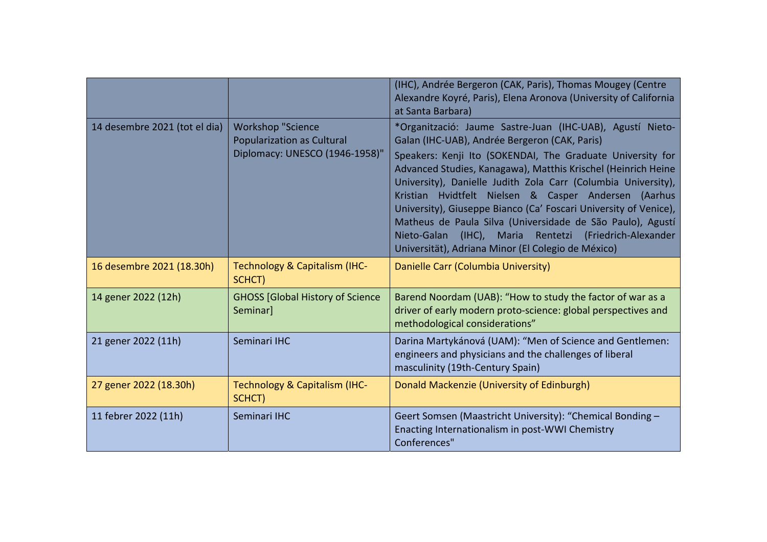| | | |
|---|---|---|
| | | (IHC), Andrée Bergeron (CAK, Paris), Thomas Mougey (Centre Alexandre Koyré, Paris), Elena Aronova (University of California at Santa Barbara) |
| 14 desembre 2021 (tot el dia) | Workshop "Science Popularization as Cultural Diplomacy: UNESCO (1946-1958)" | *Organització: Jaume Sastre-Juan (IHC-UAB), Agustí Nieto-Galan (IHC-UAB), Andrée Bergeron (CAK, Paris)<br>Speakers: Kenji Ito (SOKENDAI, The Graduate University for Advanced Studies, Kanagawa), Matthis Krischel (Heinrich Heine University), Danielle Judith Zola Carr (Columbia University), Kristian Hvidtfelt Nielsen & Casper Andersen (Aarhus University), Giuseppe Bianco (Ca' Foscari University of Venice), Matheus de Paula Silva (Universidade de São Paulo), Agustí Nieto-Galan (IHC), Maria Rentetzi (Friedrich-Alexander Universität), Adriana Minor (El Colegio de México) |
| 16 desembre 2021 (18.30h) | Technology & Capitalism (IHC-SCHCT) | Danielle Carr (Columbia University) |
| 14 gener 2022 (12h) | GHOSS [Global History of Science Seminar] | Barend Noordam (UAB): "How to study the factor of war as a driver of early modern proto-science: global perspectives and methodological considerations" |
| 21 gener 2022 (11h) | Seminari IHC | Darina Martykánová (UAM): "Men of Science and Gentlemen: engineers and physicians and the challenges of liberal masculinity (19th-Century Spain) |
| 27 gener 2022 (18.30h) | Technology & Capitalism (IHC-SCHCT) | Donald Mackenzie (University of Edinburgh) |
| 11 febrer 2022 (11h) | Seminari IHC | Geert Somsen (Maastricht University): "Chemical Bonding – Enacting Internationalism in post-WWI Chemistry Conferences" |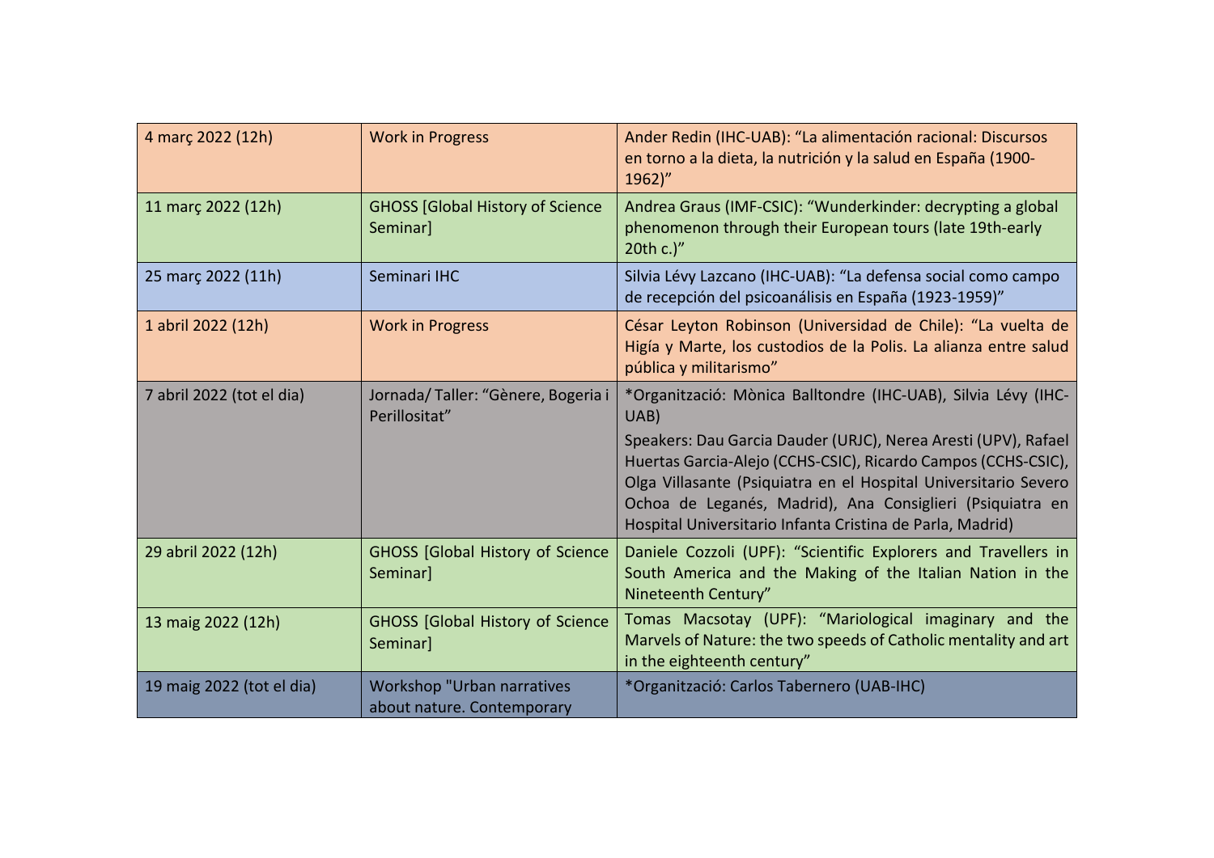| | | |
|---|---|---|
| 4 març 2022 (12h) | Work in Progress | Ander Redin (IHC-UAB): "La alimentación racional: Discursos en torno a la dieta, la nutrición y la salud en España (1900-1962)" |
| 11 març 2022 (12h) | GHOSS [Global History of Science Seminar] | Andrea Graus (IMF-CSIC): "Wunderkinder: decrypting a global phenomenon through their European tours (late 19th-early 20th c.)" |
| 25 març 2022 (11h) | Seminari IHC | Silvia Lévy Lazcano (IHC-UAB): "La defensa social como campo de recepción del psicoanálisis en España (1923-1959)" |
| 1 abril 2022 (12h) | Work in Progress | César Leyton Robinson (Universidad de Chile): "La vuelta de Higía y Marte, los custodios de la Polis. La alianza entre salud pública y militarismo" |
| 7 abril 2022 (tot el dia) | Jornada/ Taller: "Gènere, Bogeria i Perillositat" | *Organització: Mònica Balltondre (IHC-UAB), Silvia Lévy (IHC-UAB)<br>Speakers: Dau Garcia Dauder (URJC), Nerea Aresti (UPV), Rafael Huertas Garcia-Alejo (CCHS-CSIC), Ricardo Campos (CCHS-CSIC), Olga Villasante (Psiquiatra en el Hospital Universitario Severo Ochoa de Leganés, Madrid), Ana Consiglieri (Psiquiatra en Hospital Universitario Infanta Cristina de Parla, Madrid) |
| 29 abril 2022 (12h) | GHOSS [Global History of Science Seminar] | Daniele Cozzoli (UPF): "Scientific Explorers and Travellers in South America and the Making of the Italian Nation in the Nineteenth Century" |
| 13 maig 2022 (12h) | GHOSS [Global History of Science Seminar] | Tomas Macsotay (UPF): "Mariological imaginary and the Marvels of Nature: the two speeds of Catholic mentality and art in the eighteenth century" |
| 19 maig 2022 (tot el dia) | Workshop "Urban narratives about nature. Contemporary | *Organització: Carlos Tabernero (UAB-IHC) |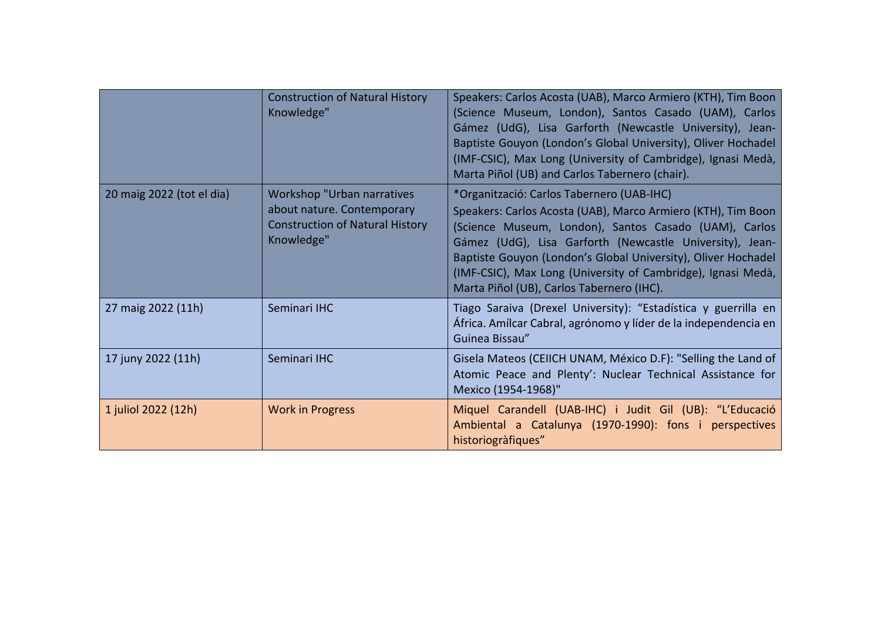| | | |
|---|---|---|
| | Construction of Natural History Knowledge" | Speakers: Carlos Acosta (UAB), Marco Armiero (KTH), Tim Boon (Science Museum, London), Santos Casado (UAM), Carlos Gámez (UdG), Lisa Garforth (Newcastle University), Jean-Baptiste Gouyon (London's Global University), Oliver Hochadel (IMF-CSIC), Max Long (University of Cambridge), Ignasi Medà, Marta Piñol (UB) and Carlos Tabernero (chair). |
| 20 maig 2022 (tot el dia) | Workshop "Urban narratives about nature. Contemporary Construction of Natural History Knowledge" | *Organització: Carlos Tabernero (UAB-IHC)<br>Speakers: Carlos Acosta (UAB), Marco Armiero (KTH), Tim Boon (Science Museum, London), Santos Casado (UAM), Carlos Gámez (UdG), Lisa Garforth (Newcastle University), Jean-Baptiste Gouyon (London's Global University), Oliver Hochadel (IMF-CSIC), Max Long (University of Cambridge), Ignasi Medà, Marta Piñol (UB), Carlos Tabernero (IHC). |
| 27 maig 2022 (11h) | Seminari IHC | Tiago Saraiva (Drexel University): "Estadística y guerrilla en África. Amílcar Cabral, agrónomo y líder de la independencia en Guinea Bissau" |
| 17 juny 2022 (11h) | Seminari IHC | Gisela Mateos (CEIICH UNAM, México D.F): "Selling the Land of Atomic Peace and Plenty': Nuclear Technical Assistance for Mexico (1954-1968)" |
| 1 juliol 2022 (12h) | Work in Progress | Miquel Carandell (UAB-IHC) i Judit Gil (UB): "L'Educació Ambiental a Catalunya (1970-1990): fons i perspectives historiogràfiques" |